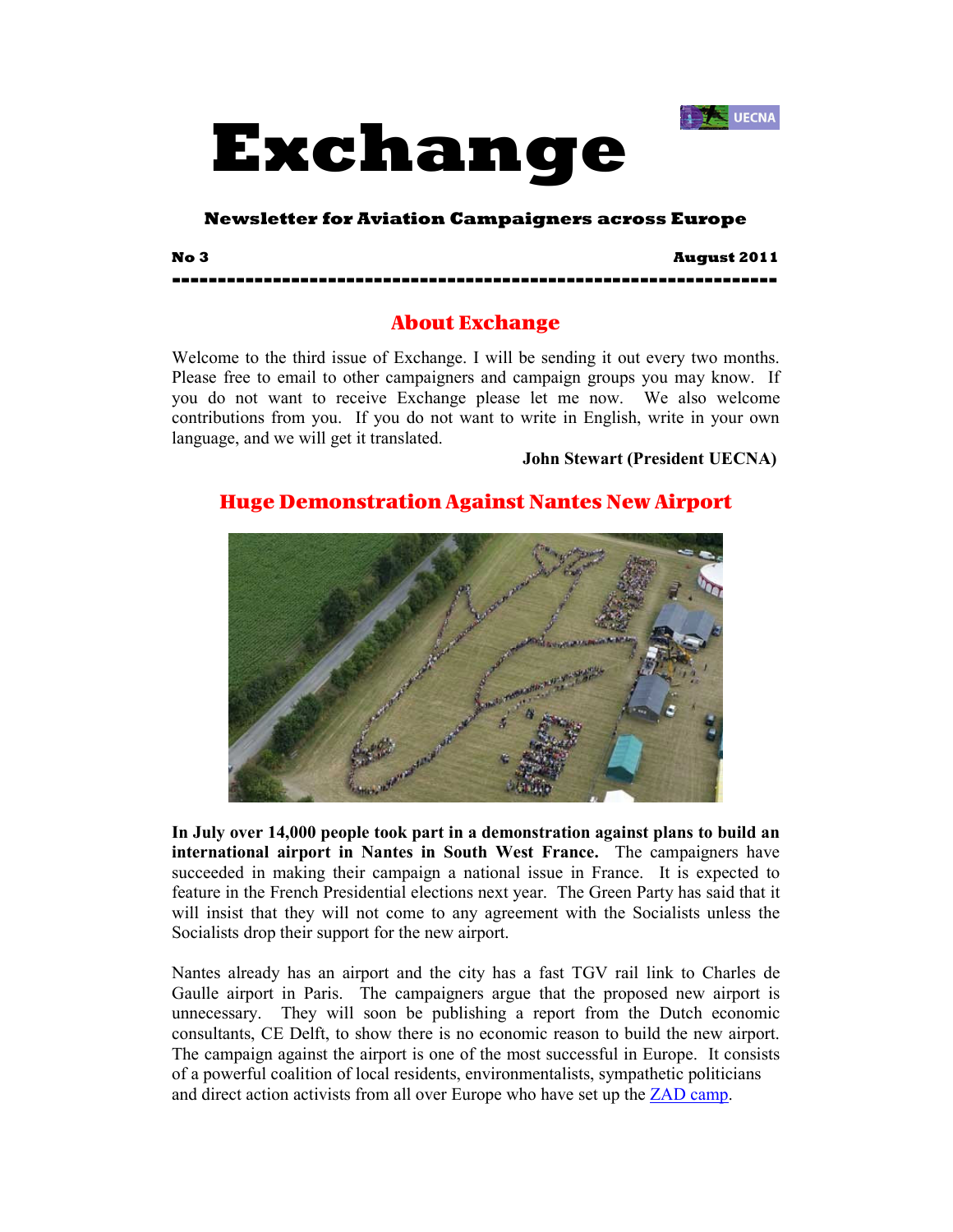# Exchange

**Newsletter for Aviation Campaigners across Europe**

**No 3** **August 2011**

---

## About Exchange

Welcome to the third issue of Exchange. I will be sending it out every two months. Please free to email to other campaigners and campaign groups you may know. If you do not want to receive Exchange please let me now. We also welcome contributions from you. If you do not want to write in English, write in your own language, and we will get it translated.

**John Stewart (President UECNA)**

## Huge Demonstration Against Nantes New Airport

**In July over 14,000 people took part in a demonstration against plans to build an international airport in Nantes in South West France.** The campaigners have succeeded in making their campaign a national issue in France. It is expected to feature in the French Presidential elections next year. The Green Party has said that it will insist that they will not come to any agreement with the Socialists unless the Socialists drop their support for the new airport.

Nantes already has an airport and the city has a fast TGV rail link to Charles de Gaulle airport in Paris. The campaigners argue that the proposed new airport is unnecessary. They will soon be publishing a report from the Dutch economic consultants, CE Delft, to show there is no economic reason to build the new airport. The campaign against the airport is one of the most successful in Europe. It consists of a powerful coalition of local residents, environmentalists, sympathetic politicians and direct action activists from all over Europe who have set up the ZAD camp.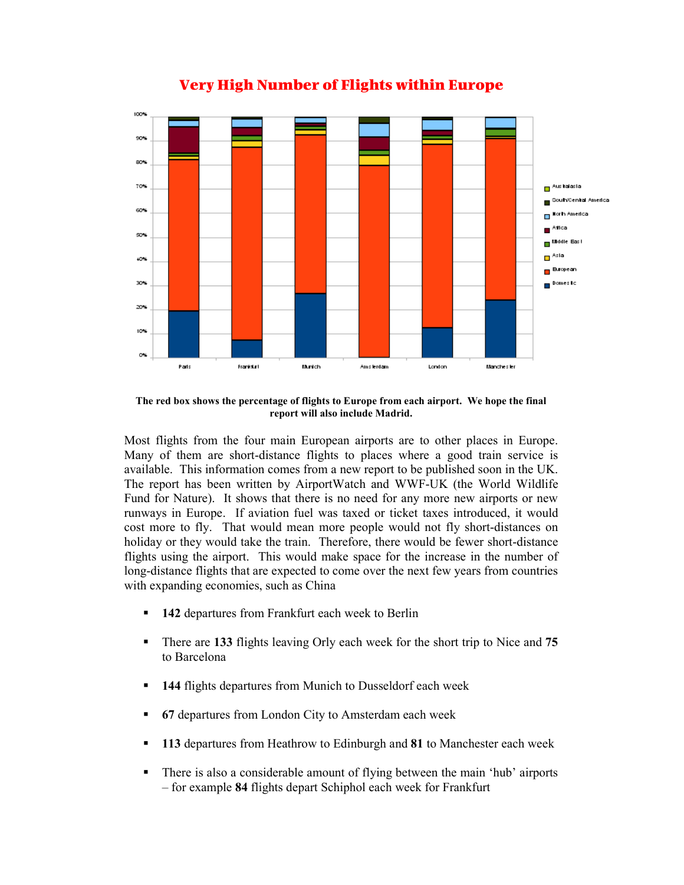## Very High Number of Flights within Europe

**The red box shows the percentage of flights to Europe from each airport. We hope the final report will also include Madrid.**

Most flights from the four main European airports are to other places in Europe. Many of them are short-distance flights to places where a good train service is available. This information comes from a new report to be published soon in the UK. The report has been written by AirportWatch and WWF-UK (the World Wildlife Fund for Nature). It shows that there is no need for any more new airports or new runways in Europe. If aviation fuel was taxed or ticket taxes introduced, it would cost more to fly. That would mean more people would not fly short-distances on holiday or they would take the train. Therefore, there would be fewer short-distance flights using the airport. This would make space for the increase in the number of long-distance flights that are expected to come over the next few years from countries with expanding economies, such as China

- **142** departures from Frankfurt each week to Berlin
- There are **133** flights leaving Orly each week for the short trip to Nice and **75** to Barcelona
- **144** flights departures from Munich to Dusseldorf each week
- **67** departures from London City to Amsterdam each week
- **113** departures from Heathrow to Edinburgh and **81** to Manchester each week
- There is also a considerable amount of flying between the main 'hub' airports – for example **84** flights depart Schiphol each week for Frankfurt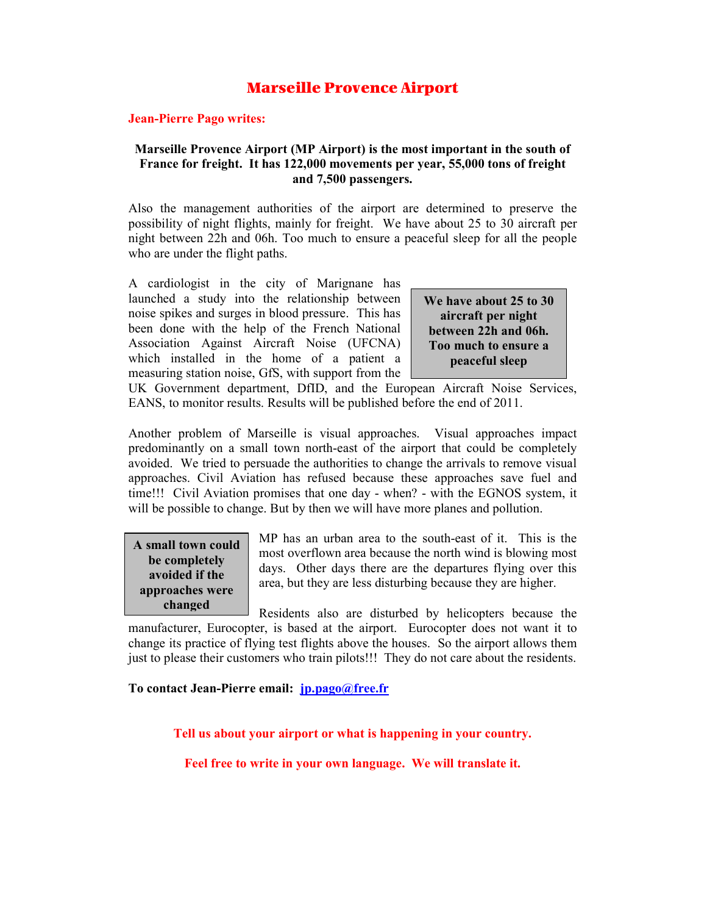# Marseille Provence Airport

**Jean-Pierre Pago writes:**

**Marseille Provence Airport (MP Airport) is the most important in the south of France for freight. It has 122,000 movements per year, 55,000 tons of freight and 7,500 passengers.**

Also the management authorities of the airport are determined to preserve the possibility of night flights, mainly for freight. We have about 25 to 30 aircraft per night between 22h and 06h. Too much to ensure a peaceful sleep for all the people who are under the flight paths.

**We have about 25 to 30 aircraft per night between 22h and 06h. Too much to ensure a peaceful sleep**

A cardiologist in the city of Marignane has launched a study into the relationship between noise spikes and surges in blood pressure. This has been done with the help of the French National Association Against Aircraft Noise (UFCNA) which installed in the home of a patient a measuring station noise, GfS, with support from the UK Government department, DfID, and the European Aircraft Noise Services, EANS, to monitor results. Results will be published before the end of 2011.

Another problem of Marseille is visual approaches. Visual approaches impact predominantly on a small town north-east of the airport that could be completely avoided. We tried to persuade the authorities to change the arrivals to remove visual approaches. Civil Aviation has refused because these approaches save fuel and time!!! Civil Aviation promises that one day - when? - with the EGNOS system, it will be possible to change. But by then we will have more planes and pollution.

**A small town could be completely avoided if the approaches were changed**

MP has an urban area to the south-east of it. This is the most overflown area because the north wind is blowing most days. Other days there are the departures flying over this area, but they are less disturbing because they are higher.

Residents also are disturbed by helicopters because the manufacturer, Eurocopter, is based at the airport. Eurocopter does not want it to change its practice of flying test flights above the houses. So the airport allows them just to please their customers who train pilots!!! They do not care about the residents.

**To contact Jean-Pierre email:** jp.pago@free.fr

**Tell us about your airport or what is happening in your country.**

**Feel free to write in your own language. We will translate it.**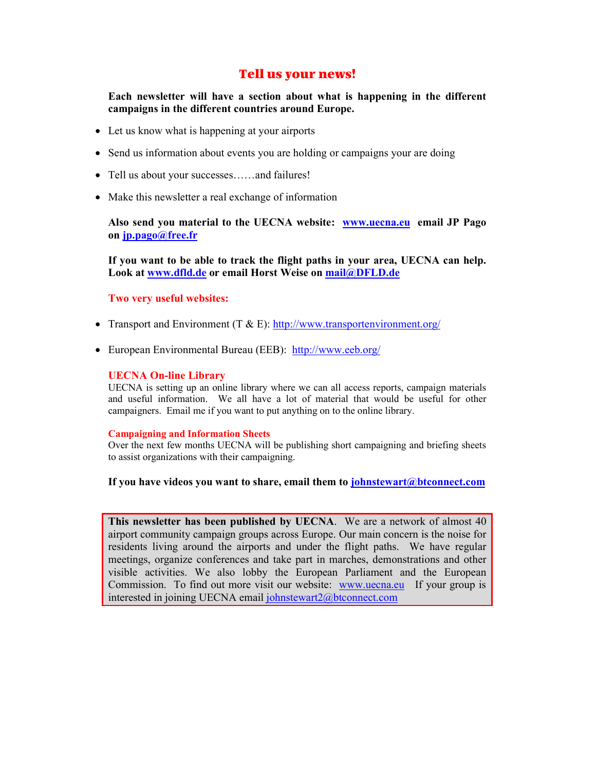# Tell us your news!

**Each newsletter will have a section about what is happening in the different campaigns in the different countries around Europe.**

- Let us know what is happening at your airports
- Send us information about events you are holding or campaigns your are doing
- Tell us about your successes……and failures!
- Make this newsletter a real exchange of information

**Also send you material to the UECNA website: www.uecna.eu email JP Pago on jp.pago@free.fr**

**If you want to be able to track the flight paths in your area, UECNA can help. Look at www.dfld.de or email Horst Weise on mail@DFLD.de**

**Two very useful websites:**

- Transport and Environment (T & E): http://www.transportenvironment.org/
- European Environmental Bureau (EEB): http://www.eeb.org/

**UECNA On-line Library**

UECNA is setting up an online library where we can all access reports, campaign materials and useful information. We all have a lot of material that would be useful for other campaigners. Email me if you want to put anything on to the online library.

**Campaigning and Information Sheets**

Over the next few months UECNA will be publishing short campaigning and briefing sheets to assist organizations with their campaigning.

**If you have videos you want to share, email them to johnstewart@btconnect.com**

**This newsletter has been published by UECNA**. We are a network of almost 40 airport community campaign groups across Europe. Our main concern is the noise for residents living around the airports and under the flight paths. We have regular meetings, organize conferences and take part in marches, demonstrations and other visible activities. We also lobby the European Parliament and the European Commission. To find out more visit our website: www.uecna.eu If your group is interested in joining UECNA email johnstewart2@btconnect.com